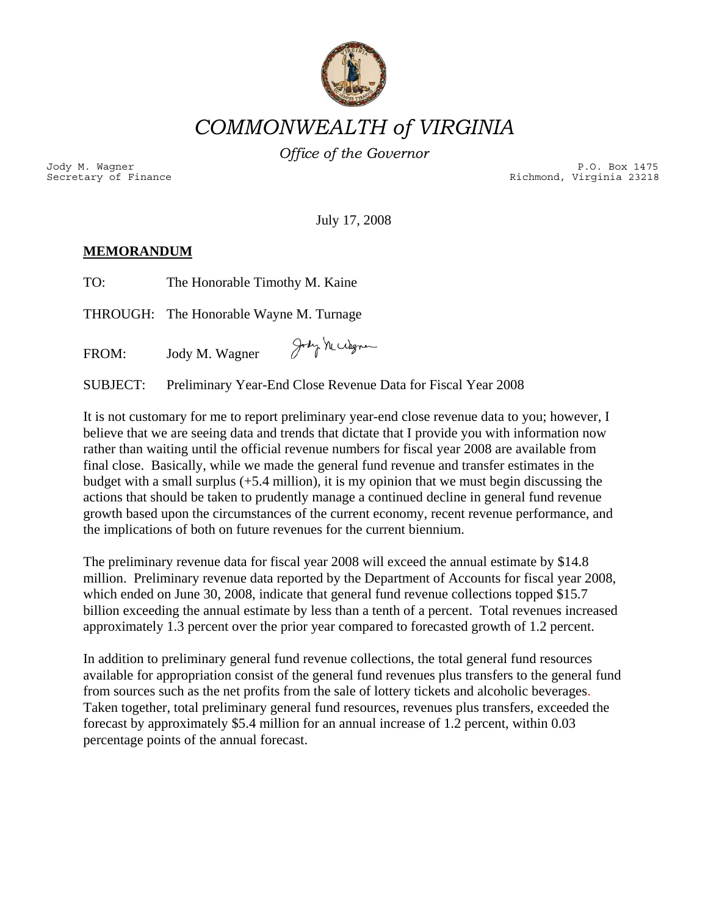# *COMMONWEALTH of VIRGINIA*

*Office of the Governor*

Jody M. Wagner
Secretary of Finance

P.O. Box 1475
Richmond, Virginia 23218

July 17, 2008

**MEMORANDUM**

TO: The Honorable Timothy M. Kaine

THROUGH: The Honorable Wayne M. Turnage

FROM: Jody M. Wagner

SUBJECT: Preliminary Year-End Close Revenue Data for Fiscal Year 2008

It is not customary for me to report preliminary year-end close revenue data to you; however, I believe that we are seeing data and trends that dictate that I provide you with information now rather than waiting until the official revenue numbers for fiscal year 2008 are available from final close. Basically, while we made the general fund revenue and transfer estimates in the budget with a small surplus (+5.4 million), it is my opinion that we must begin discussing the actions that should be taken to prudently manage a continued decline in general fund revenue growth based upon the circumstances of the current economy, recent revenue performance, and the implications of both on future revenues for the current biennium.

The preliminary revenue data for fiscal year 2008 will exceed the annual estimate by $14.8 million. Preliminary revenue data reported by the Department of Accounts for fiscal year 2008, which ended on June 30, 2008, indicate that general fund revenue collections topped $15.7 billion exceeding the annual estimate by less than a tenth of a percent. Total revenues increased approximately 1.3 percent over the prior year compared to forecasted growth of 1.2 percent.

In addition to preliminary general fund revenue collections, the total general fund resources available for appropriation consist of the general fund revenues plus transfers to the general fund from sources such as the net profits from the sale of lottery tickets and alcoholic beverages. Taken together, total preliminary general fund resources, revenues plus transfers, exceeded the forecast by approximately $5.4 million for an annual increase of 1.2 percent, within 0.03 percentage points of the annual forecast.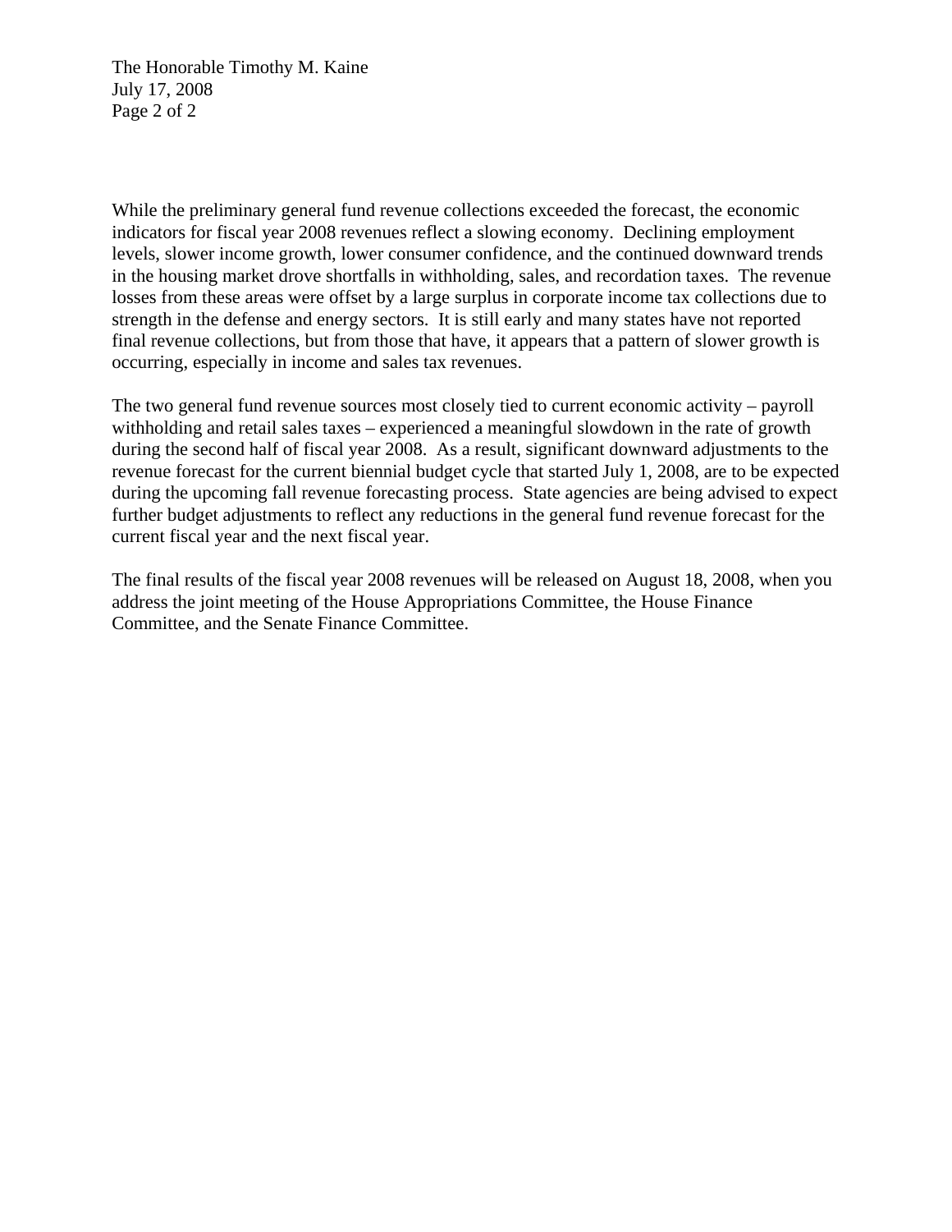While the preliminary general fund revenue collections exceeded the forecast, the economic indicators for fiscal year 2008 revenues reflect a slowing economy. Declining employment levels, slower income growth, lower consumer confidence, and the continued downward trends in the housing market drove shortfalls in withholding, sales, and recordation taxes. The revenue losses from these areas were offset by a large surplus in corporate income tax collections due to strength in the defense and energy sectors. It is still early and many states have not reported final revenue collections, but from those that have, it appears that a pattern of slower growth is occurring, especially in income and sales tax revenues.

The two general fund revenue sources most closely tied to current economic activity – payroll withholding and retail sales taxes – experienced a meaningful slowdown in the rate of growth during the second half of fiscal year 2008. As a result, significant downward adjustments to the revenue forecast for the current biennial budget cycle that started July 1, 2008, are to be expected during the upcoming fall revenue forecasting process. State agencies are being advised to expect further budget adjustments to reflect any reductions in the general fund revenue forecast for the current fiscal year and the next fiscal year.

The final results of the fiscal year 2008 revenues will be released on August 18, 2008, when you address the joint meeting of the House Appropriations Committee, the House Finance Committee, and the Senate Finance Committee.